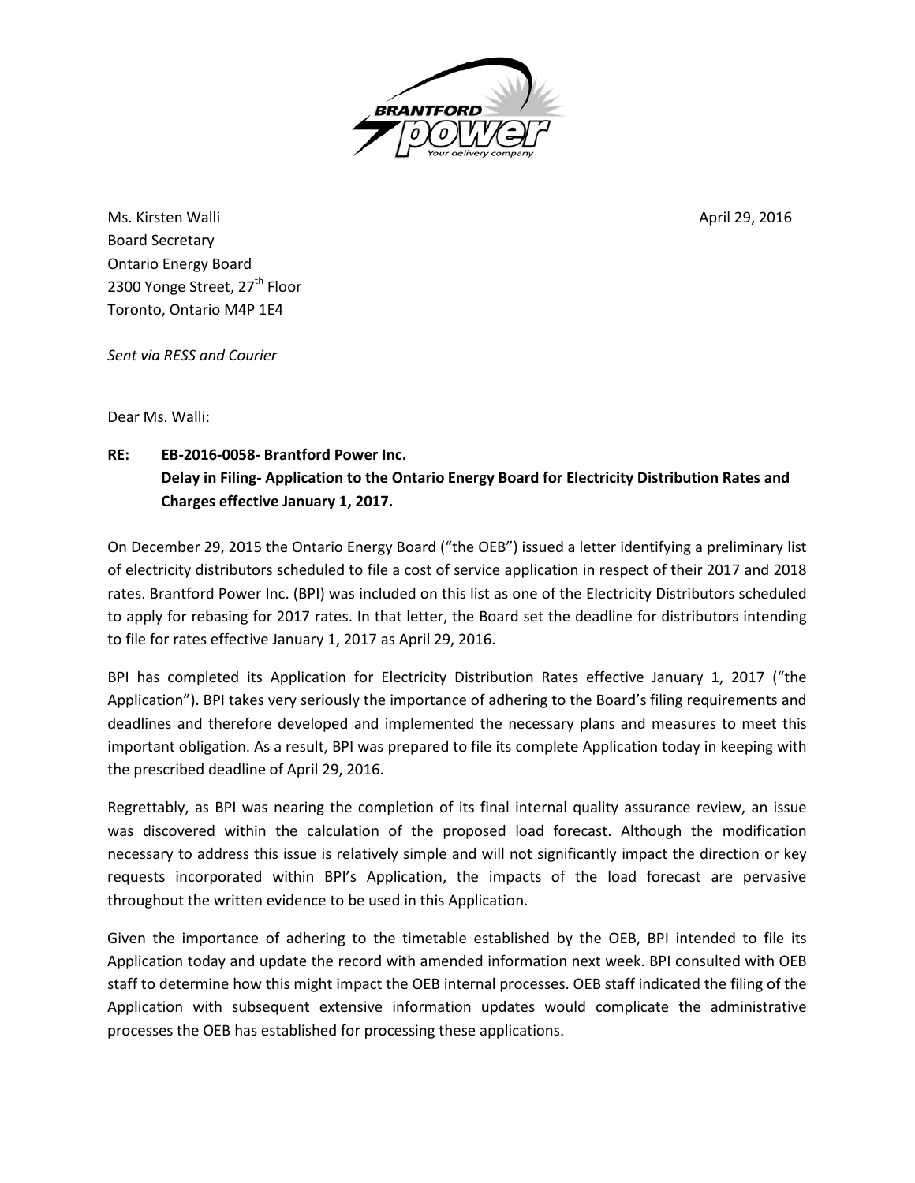Ms. Kirsten Walli

Board Secretary

Ontario Energy Board

2300 Yonge Street, 27th Floor

Toronto, Ontario M4P 1E4

April 29, 2016

*Sent via RESS and Courier*

Dear Ms. Walli:

**RE: EB-2016-0058- Brantford Power Inc.**
**Delay in Filing- Application to the Ontario Energy Board for Electricity Distribution Rates and Charges effective January 1, 2017.**

On December 29, 2015 the Ontario Energy Board ("the OEB") issued a letter identifying a preliminary list of electricity distributors scheduled to file a cost of service application in respect of their 2017 and 2018 rates. Brantford Power Inc. (BPI) was included on this list as one of the Electricity Distributors scheduled to apply for rebasing for 2017 rates. In that letter, the Board set the deadline for distributors intending to file for rates effective January 1, 2017 as April 29, 2016.

BPI has completed its Application for Electricity Distribution Rates effective January 1, 2017 ("the Application"). BPI takes very seriously the importance of adhering to the Board's filing requirements and deadlines and therefore developed and implemented the necessary plans and measures to meet this important obligation. As a result, BPI was prepared to file its complete Application today in keeping with the prescribed deadline of April 29, 2016.

Regrettably, as BPI was nearing the completion of its final internal quality assurance review, an issue was discovered within the calculation of the proposed load forecast. Although the modification necessary to address this issue is relatively simple and will not significantly impact the direction or key requests incorporated within BPI's Application, the impacts of the load forecast are pervasive throughout the written evidence to be used in this Application.

Given the importance of adhering to the timetable established by the OEB, BPI intended to file its Application today and update the record with amended information next week. BPI consulted with OEB staff to determine how this might impact the OEB internal processes. OEB staff indicated the filing of the Application with subsequent extensive information updates would complicate the administrative processes the OEB has established for processing these applications.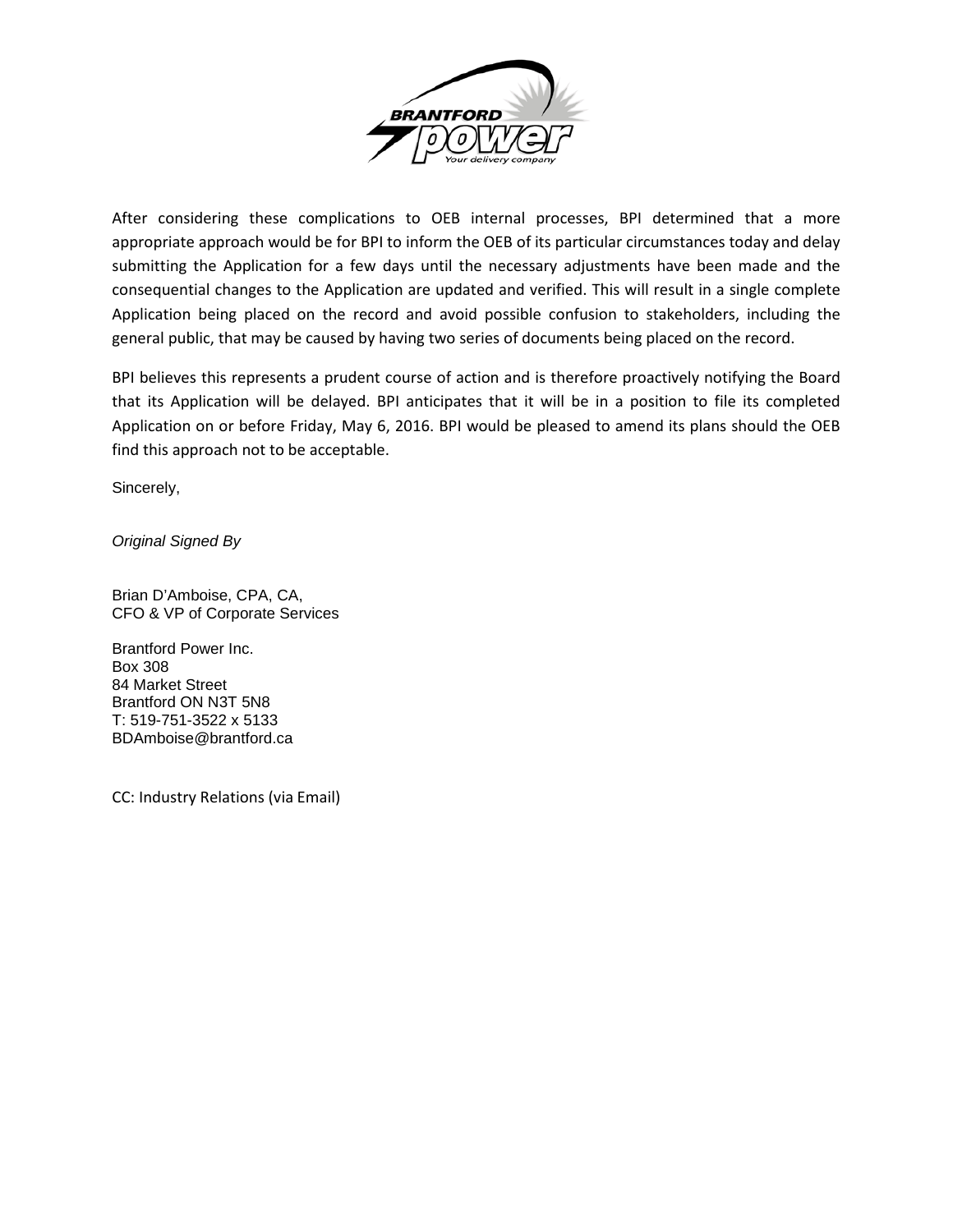After considering these complications to OEB internal processes, BPI determined that a more appropriate approach would be for BPI to inform the OEB of its particular circumstances today and delay submitting the Application for a few days until the necessary adjustments have been made and the consequential changes to the Application are updated and verified. This will result in a single complete Application being placed on the record and avoid possible confusion to stakeholders, including the general public, that may be caused by having two series of documents being placed on the record.

BPI believes this represents a prudent course of action and is therefore proactively notifying the Board that its Application will be delayed. BPI anticipates that it will be in a position to file its completed Application on or before Friday, May 6, 2016. BPI would be pleased to amend its plans should the OEB find this approach not to be acceptable.

Sincerely,

*Original Signed By*

Brian D'Amboise, CPA, CA,
CFO & VP of Corporate Services

Brantford Power Inc.
Box 308
84 Market Street
Brantford ON N3T 5N8
T: 519-751-3522 x 5133
BDAmboise@brantford.ca

CC: Industry Relations (via Email)